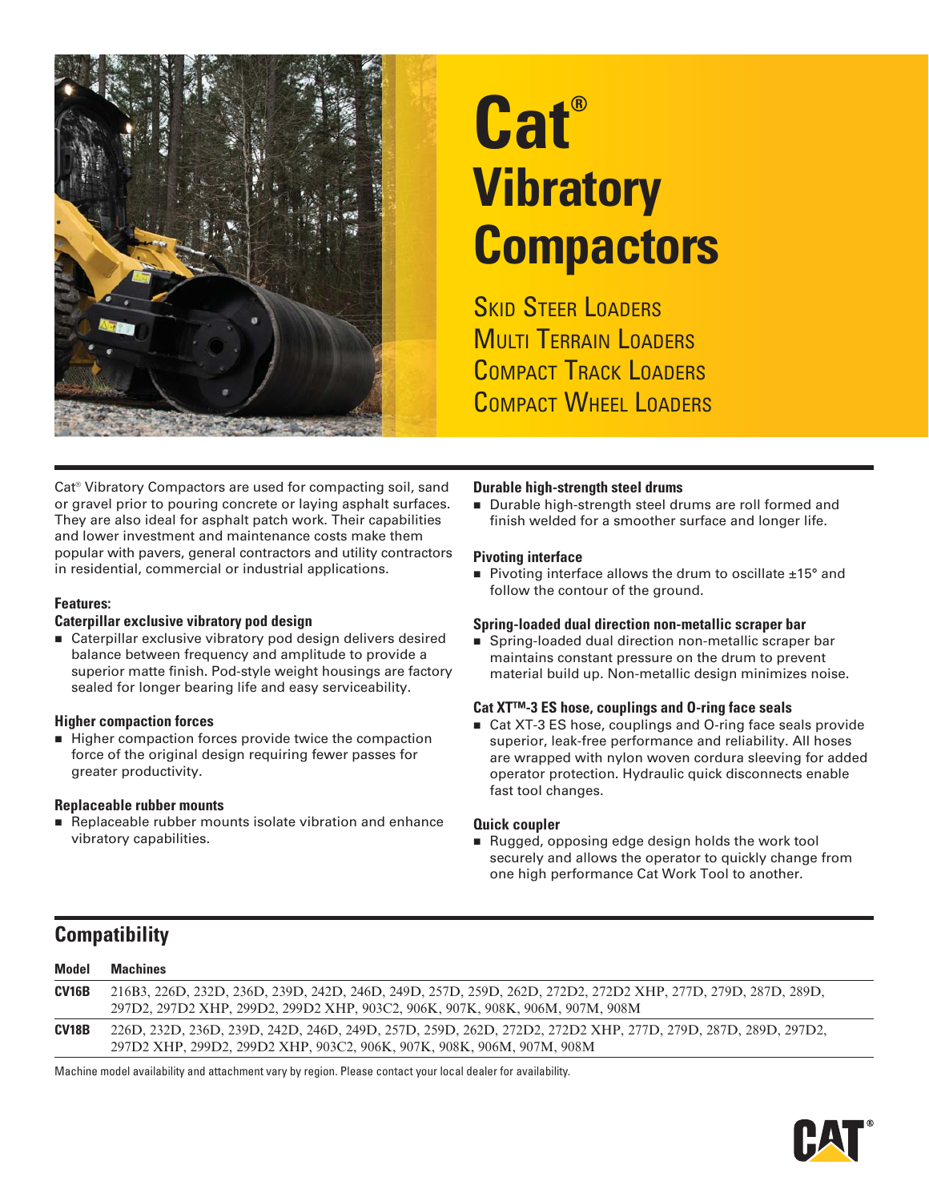# Cat® Vibratory Compactors

Skid Steer Loaders
Multi Terrain Loaders
Compact Track Loaders
Compact Wheel Loaders

Cat® Vibratory Compactors are used for compacting soil, sand or gravel prior to pouring concrete or laying asphalt surfaces. They are also ideal for asphalt patch work. Their capabilities and lower investment and maintenance costs make them popular with pavers, general contractors and utility contractors in residential, commercial or industrial applications.

**Features:**

### Caterpillar exclusive vibratory pod design

- Caterpillar exclusive vibratory pod design delivers desired balance between frequency and amplitude to provide a superior matte finish. Pod-style weight housings are factory sealed for longer bearing life and easy serviceability.

### Higher compaction forces

- Higher compaction forces provide twice the compaction force of the original design requiring fewer passes for greater productivity.

### Replaceable rubber mounts

- Replaceable rubber mounts isolate vibration and enhance vibratory capabilities.

### Durable high-strength steel drums

- Durable high-strength steel drums are roll formed and finish welded for a smoother surface and longer life.

### Pivoting interface

- Pivoting interface allows the drum to oscillate ±15° and follow the contour of the ground.

### Spring-loaded dual direction non-metallic scraper bar

- Spring-loaded dual direction non-metallic scraper bar maintains constant pressure on the drum to prevent material build up. Non-metallic design minimizes noise.

### Cat XT™-3 ES hose, couplings and O-ring face seals

- Cat XT-3 ES hose, couplings and O-ring face seals provide superior, leak-free performance and reliability. All hoses are wrapped with nylon woven cordura sleeving for added operator protection. Hydraulic quick disconnects enable fast tool changes.

### Quick coupler

- Rugged, opposing edge design holds the work tool securely and allows the operator to quickly change from one high performance Cat Work Tool to another.

## Compatibility

| Model | Machines |
|---|---|
| CV16B | 216B3, 226D, 232D, 236D, 239D, 242D, 246D, 249D, 257D, 259D, 262D, 272D2, 272D2 XHP, 277D, 279D, 287D, 289D, 297D2, 297D2 XHP, 299D2, 299D2 XHP, 903C2, 906K, 907K, 908K, 906M, 907M, 908M |
| CV18B | 226D, 232D, 236D, 239D, 242D, 246D, 249D, 257D, 259D, 262D, 272D2, 272D2 XHP, 277D, 279D, 287D, 289D, 297D2, 297D2 XHP, 299D2, 299D2 XHP, 903C2, 906K, 907K, 908K, 906M, 907M, 908M |

Machine model availability and attachment vary by region. Please contact your local dealer for availability.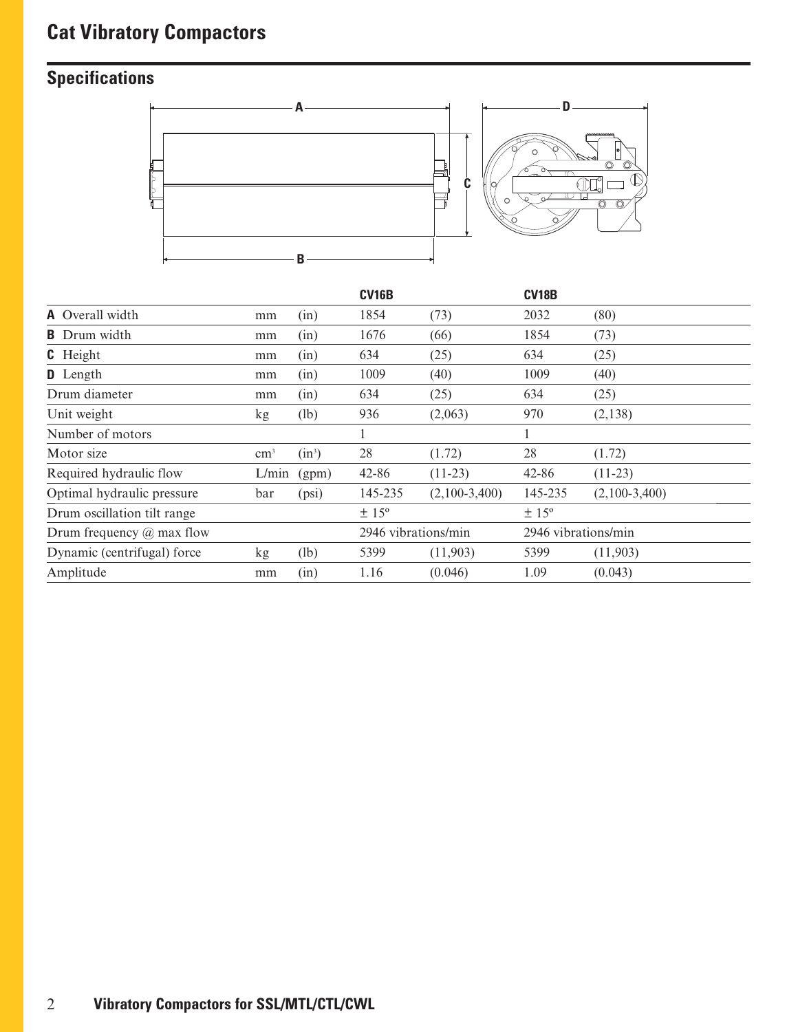# Cat Vibratory Compactors

## Specifications

| | | | CV16B | | CV18B | |
|---|---|---|---|---|---|---|
| **A** Overall width | mm | (in) | 1854 | (73) | 2032 | (80) |
| **B** Drum width | mm | (in) | 1676 | (66) | 1854 | (73) |
| **C** Height | mm | (in) | 634 | (25) | 634 | (25) |
| **D** Length | mm | (in) | 1009 | (40) | 1009 | (40) |
| Drum diameter | mm | (in) | 634 | (25) | 634 | (25) |
| Unit weight | kg | (lb) | 936 | (2,063) | 970 | (2,138) |
| Number of motors | | | 1 | | 1 | |
| Motor size | $cm^3$ | $(in^3)$ | 28 | (1.72) | 28 | (1.72) |
| Required hydraulic flow | L/min | (gpm) | 42-86 | (11-23) | 42-86 | (11-23) |
| Optimal hydraulic pressure | bar | (psi) | 145-235 | (2,100-3,400) | 145-235 | (2,100-3,400) |
| Drum oscillation tilt range | | | ± 15º | | ± 15º | |
| Drum frequency @ max flow | | | 2946 vibrations/min | | 2946 vibrations/min | |
| Dynamic (centrifugal) force | kg | (lb) | 5399 | (11,903) | 5399 | (11,903) |
| Amplitude | mm | (in) | 1.16 | (0.046) | 1.09 | (0.043) |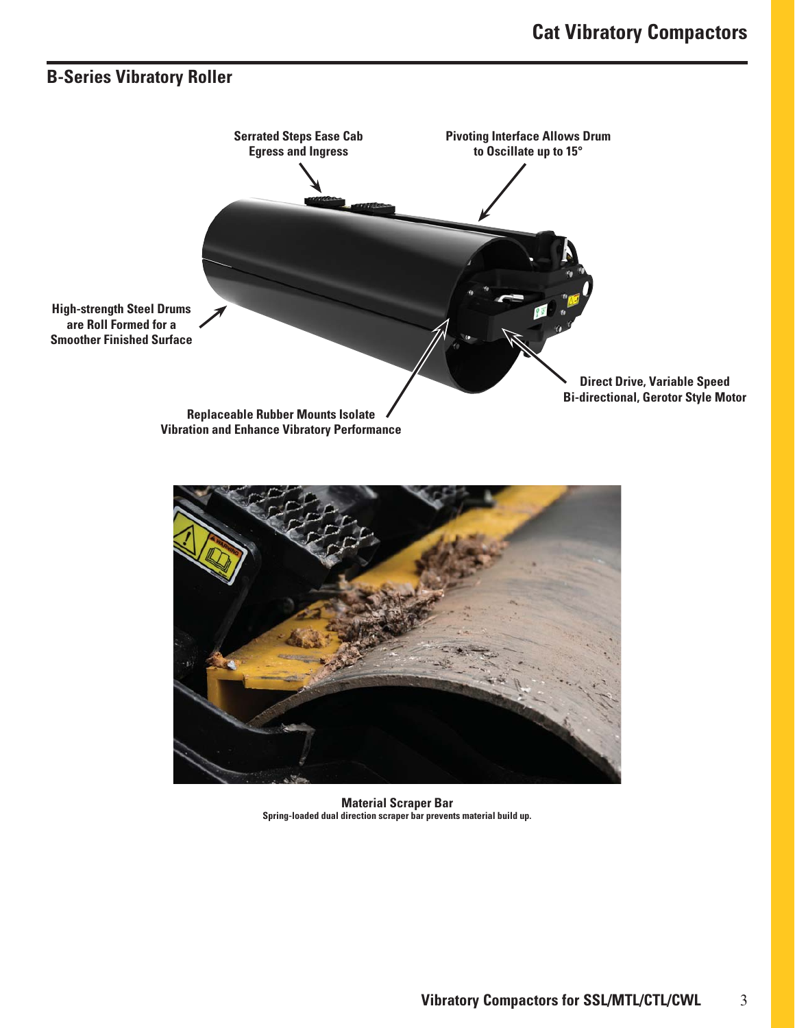## B-Series Vibratory Roller

Serrated Steps Ease Cab Egress and Ingress

Pivoting Interface Allows Drum to Oscillate up to 15°

High-strength Steel Drums are Roll Formed for a Smoother Finished Surface

Direct Drive, Variable Speed Bi-directional, Gerotor Style Motor

Replaceable Rubber Mounts Isolate Vibration and Enhance Vibratory Performance

**Material Scraper Bar**

**Spring-loaded dual direction scraper bar prevents material build up.**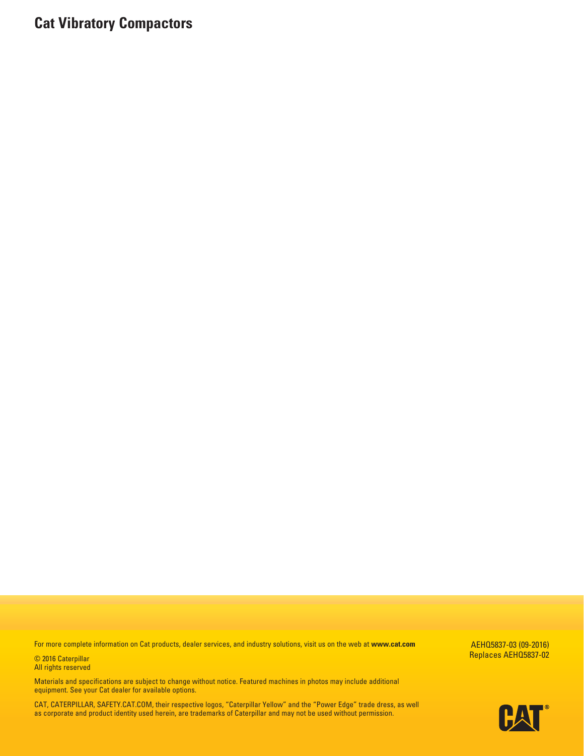# Cat Vibratory Compactors

For more complete information on Cat products, dealer services, and industry solutions, visit us on the web at **www.cat.com**

© 2016 Caterpillar
All rights reserved

Materials and specifications are subject to change without notice. Featured machines in photos may include additional equipment. See your Cat dealer for available options.

CAT, CATERPILLAR, SAFETY.CAT.COM, their respective logos, "Caterpillar Yellow" and the "Power Edge" trade dress, as well as corporate and product identity used herein, are trademarks of Caterpillar and may not be used without permission.

AEHQ5837-03 (09-2016)
Replaces AEHQ5837-02